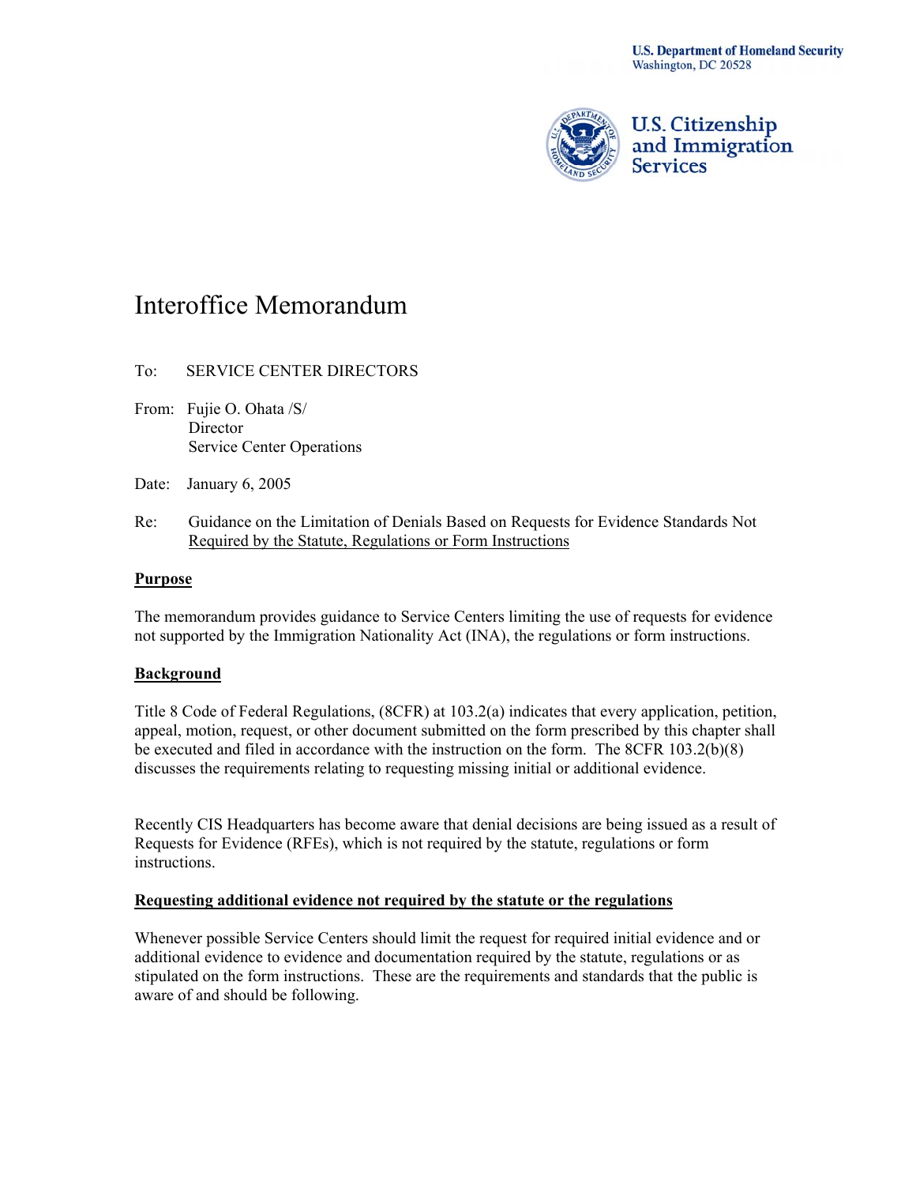U.S. Department of Homeland Security
Washington, DC 20528

U.S. Citizenship and Immigration Services

# Interoffice Memorandum

To: SERVICE CENTER DIRECTORS

From: Fujie O. Ohata /S/
Director
Service Center Operations

Date: January 6, 2005

Re: Guidance on the Limitation of Denials Based on Requests for Evidence Standards Not Required by the Statute, Regulations or Form Instructions

**Purpose**

The memorandum provides guidance to Service Centers limiting the use of requests for evidence not supported by the Immigration Nationality Act (INA), the regulations or form instructions.

**Background**

Title 8 Code of Federal Regulations, (8CFR) at 103.2(a) indicates that every application, petition, appeal, motion, request, or other document submitted on the form prescribed by this chapter shall be executed and filed in accordance with the instruction on the form. The 8CFR 103.2(b)(8) discusses the requirements relating to requesting missing initial or additional evidence.

Recently CIS Headquarters has become aware that denial decisions are being issued as a result of Requests for Evidence (RFEs), which is not required by the statute, regulations or form instructions.

**Requesting additional evidence not required by the statute or the regulations**

Whenever possible Service Centers should limit the request for required initial evidence and or additional evidence to evidence and documentation required by the statute, regulations or as stipulated on the form instructions. These are the requirements and standards that the public is aware of and should be following.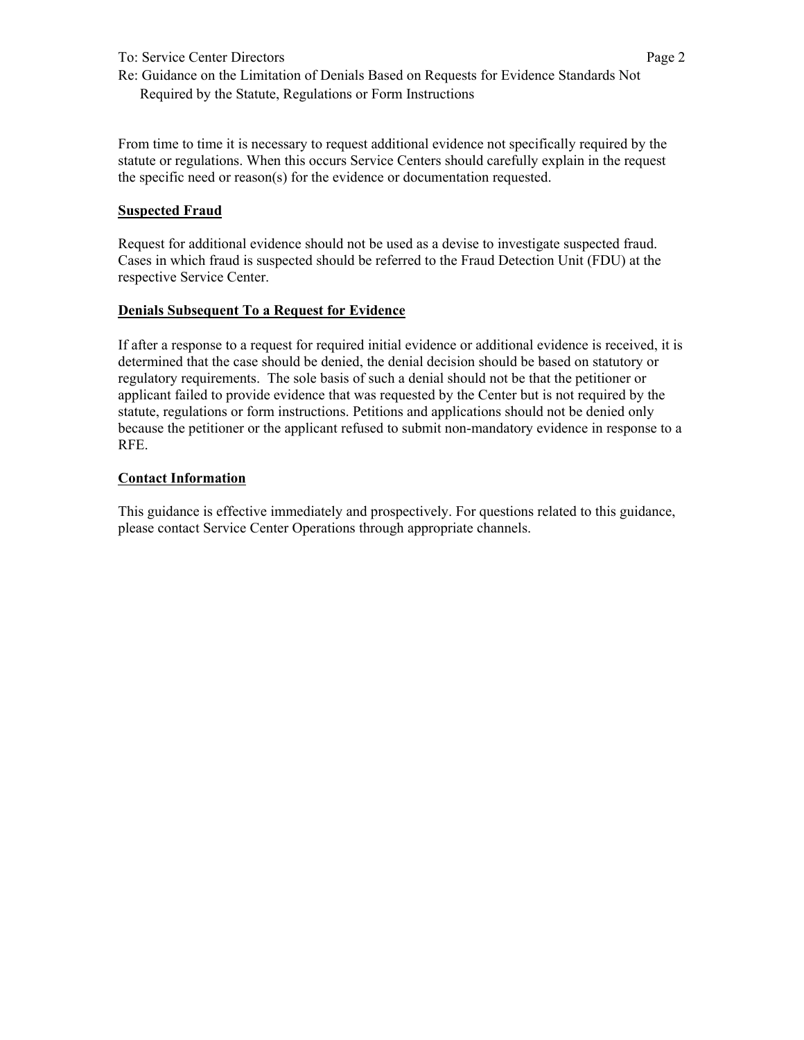From time to time it is necessary to request additional evidence not specifically required by the statute or regulations. When this occurs Service Centers should carefully explain in the request the specific need or reason(s) for the evidence or documentation requested.

**Suspected Fraud**

Request for additional evidence should not be used as a devise to investigate suspected fraud. Cases in which fraud is suspected should be referred to the Fraud Detection Unit (FDU) at the respective Service Center.

**Denials Subsequent To a Request for Evidence**

If after a response to a request for required initial evidence or additional evidence is received, it is determined that the case should be denied, the denial decision should be based on statutory or regulatory requirements. The sole basis of such a denial should not be that the petitioner or applicant failed to provide evidence that was requested by the Center but is not required by the statute, regulations or form instructions. Petitions and applications should not be denied only because the petitioner or the applicant refused to submit non-mandatory evidence in response to a RFE.

**Contact Information**

This guidance is effective immediately and prospectively. For questions related to this guidance, please contact Service Center Operations through appropriate channels.